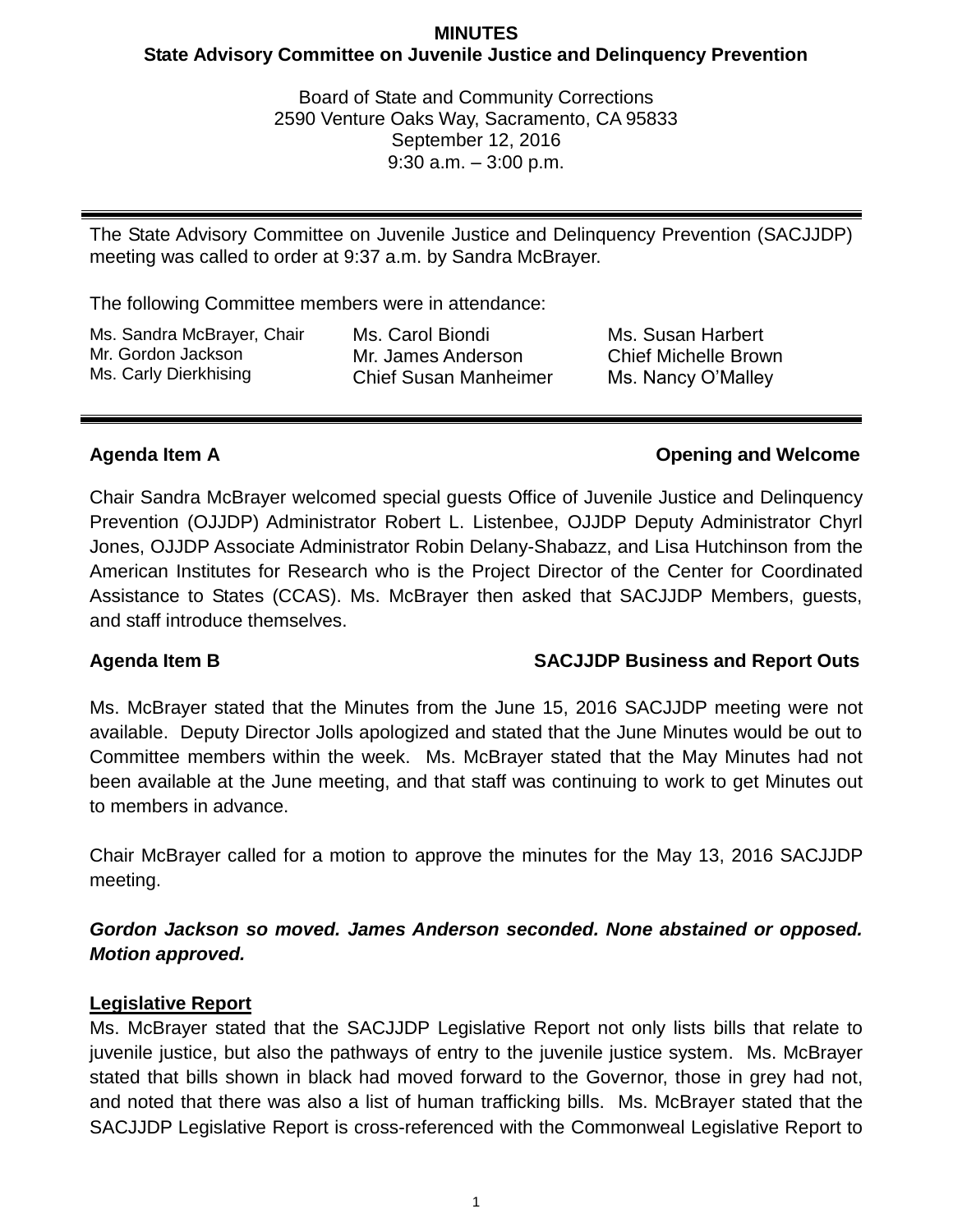**MINUTES**
**State Advisory Committee on Juvenile Justice and Delinquency Prevention**

Board of State and Community Corrections
2590 Venture Oaks Way, Sacramento, CA 95833
September 12, 2016
9:30 a.m. – 3:00 p.m.

---

The State Advisory Committee on Juvenile Justice and Delinquency Prevention (SACJJDP) meeting was called to order at 9:37 a.m. by Sandra McBrayer.

The following Committee members were in attendance:

| | | |
|---|---|---|
| Ms. Sandra McBrayer, Chair | Ms. Carol Biondi | Ms. Susan Harbert |
| Mr. Gordon Jackson | Mr. James Anderson | Chief Michelle Brown |
| Ms. Carly Dierkhising | Chief Susan Manheimer | Ms. Nancy O'Malley |

---

**Agenda Item A — Opening and Welcome**

Chair Sandra McBrayer welcomed special guests Office of Juvenile Justice and Delinquency Prevention (OJJDP) Administrator Robert L. Listenbee, OJJDP Deputy Administrator Chyrl Jones, OJJDP Associate Administrator Robin Delany-Shabazz, and Lisa Hutchinson from the American Institutes for Research who is the Project Director of the Center for Coordinated Assistance to States (CCAS). Ms. McBrayer then asked that SACJJDP Members, guests, and staff introduce themselves.

**Agenda Item B — SACJJDP Business and Report Outs**

Ms. McBrayer stated that the Minutes from the June 15, 2016 SACJJDP meeting were not available. Deputy Director Jolls apologized and stated that the June Minutes would be out to Committee members within the week. Ms. McBrayer stated that the May Minutes had not been available at the June meeting, and that staff was continuing to work to get Minutes out to members in advance.

Chair McBrayer called for a motion to approve the minutes for the May 13, 2016 SACJJDP meeting.

***Gordon Jackson so moved. James Anderson seconded. None abstained or opposed. Motion approved.***

**Legislative Report**

Ms. McBrayer stated that the SACJJDP Legislative Report not only lists bills that relate to juvenile justice, but also the pathways of entry to the juvenile justice system. Ms. McBrayer stated that bills shown in black had moved forward to the Governor, those in grey had not, and noted that there was also a list of human trafficking bills. Ms. McBrayer stated that the SACJJDP Legislative Report is cross-referenced with the Commonweal Legislative Report to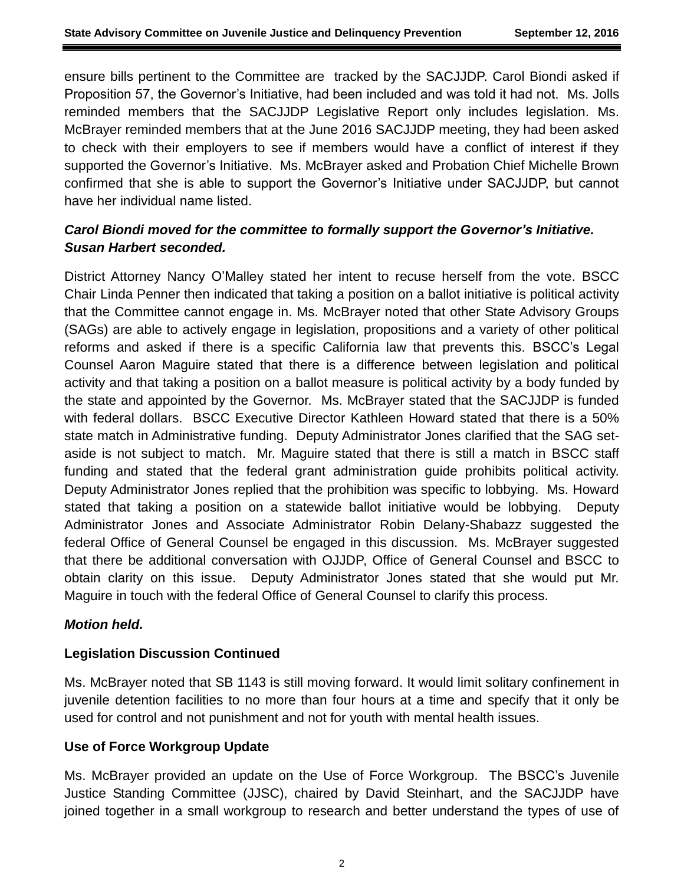ensure bills pertinent to the Committee are tracked by the SACJJDP. Carol Biondi asked if Proposition 57, the Governor's Initiative, had been included and was told it had not. Ms. Jolls reminded members that the SACJJDP Legislative Report only includes legislation. Ms. McBrayer reminded members that at the June 2016 SACJJDP meeting, they had been asked to check with their employers to see if members would have a conflict of interest if they supported the Governor's Initiative. Ms. McBrayer asked and Probation Chief Michelle Brown confirmed that she is able to support the Governor's Initiative under SACJJDP, but cannot have her individual name listed.

***Carol Biondi moved for the committee to formally support the Governor's Initiative. Susan Harbert seconded.***

District Attorney Nancy O'Malley stated her intent to recuse herself from the vote. BSCC Chair Linda Penner then indicated that taking a position on a ballot initiative is political activity that the Committee cannot engage in. Ms. McBrayer noted that other State Advisory Groups (SAGs) are able to actively engage in legislation, propositions and a variety of other political reforms and asked if there is a specific California law that prevents this. BSCC's Legal Counsel Aaron Maguire stated that there is a difference between legislation and political activity and that taking a position on a ballot measure is political activity by a body funded by the state and appointed by the Governor. Ms. McBrayer stated that the SACJJDP is funded with federal dollars. BSCC Executive Director Kathleen Howard stated that there is a 50% state match in Administrative funding. Deputy Administrator Jones clarified that the SAG set-aside is not subject to match. Mr. Maguire stated that there is still a match in BSCC staff funding and stated that the federal grant administration guide prohibits political activity. Deputy Administrator Jones replied that the prohibition was specific to lobbying. Ms. Howard stated that taking a position on a statewide ballot initiative would be lobbying. Deputy Administrator Jones and Associate Administrator Robin Delany-Shabazz suggested the federal Office of General Counsel be engaged in this discussion. Ms. McBrayer suggested that there be additional conversation with OJJDP, Office of General Counsel and BSCC to obtain clarity on this issue. Deputy Administrator Jones stated that she would put Mr. Maguire in touch with the federal Office of General Counsel to clarify this process.

***Motion held.***

**Legislation Discussion Continued**

Ms. McBrayer noted that SB 1143 is still moving forward. It would limit solitary confinement in juvenile detention facilities to no more than four hours at a time and specify that it only be used for control and not punishment and not for youth with mental health issues.

**Use of Force Workgroup Update**

Ms. McBrayer provided an update on the Use of Force Workgroup. The BSCC's Juvenile Justice Standing Committee (JJSC), chaired by David Steinhart, and the SACJJDP have joined together in a small workgroup to research and better understand the types of use of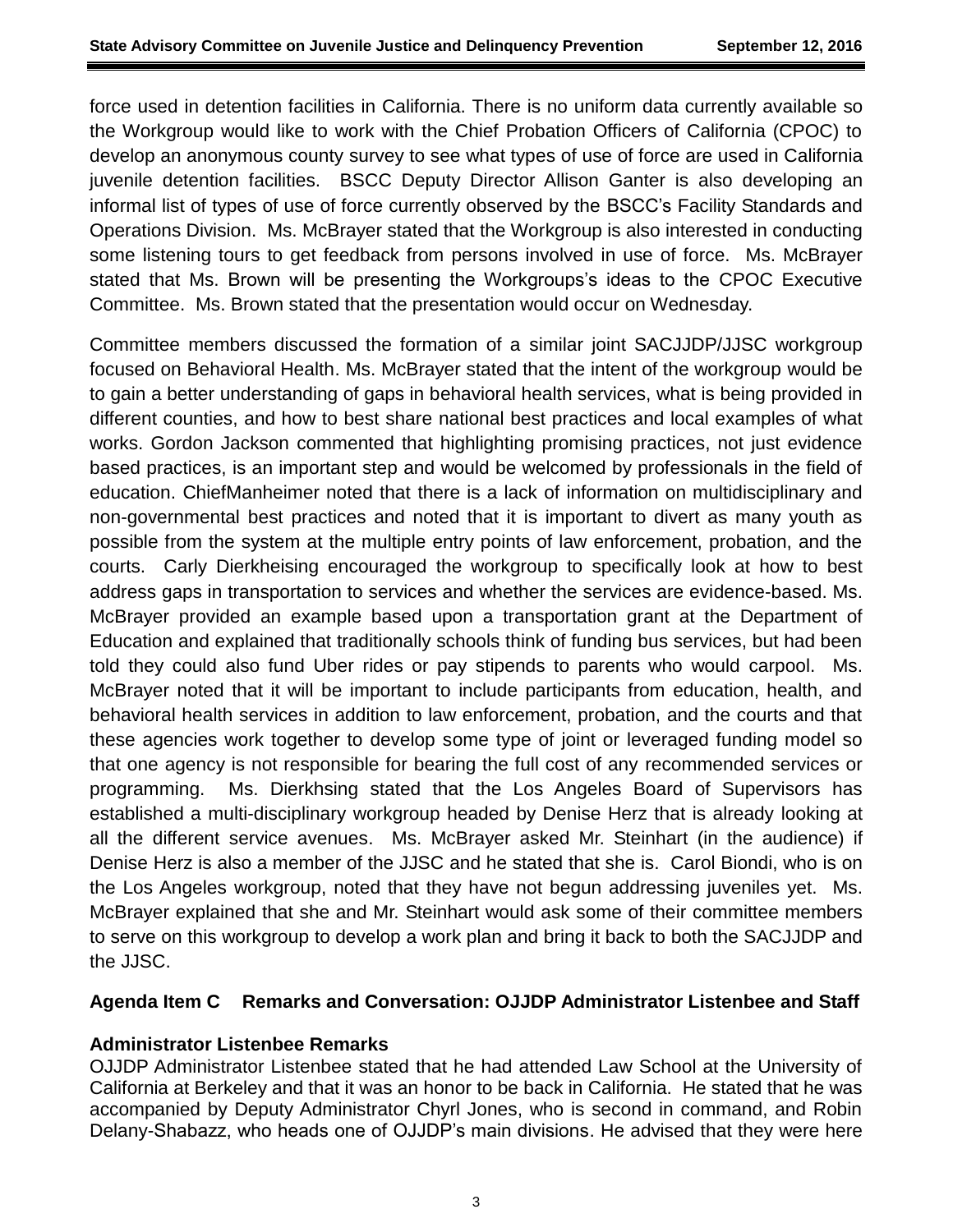force used in detention facilities in California. There is no uniform data currently available so the Workgroup would like to work with the Chief Probation Officers of California (CPOC) to develop an anonymous county survey to see what types of use of force are used in California juvenile detention facilities. BSCC Deputy Director Allison Ganter is also developing an informal list of types of use of force currently observed by the BSCC's Facility Standards and Operations Division. Ms. McBrayer stated that the Workgroup is also interested in conducting some listening tours to get feedback from persons involved in use of force. Ms. McBrayer stated that Ms. Brown will be presenting the Workgroups's ideas to the CPOC Executive Committee. Ms. Brown stated that the presentation would occur on Wednesday.

Committee members discussed the formation of a similar joint SACJJDP/JJSC workgroup focused on Behavioral Health. Ms. McBrayer stated that the intent of the workgroup would be to gain a better understanding of gaps in behavioral health services, what is being provided in different counties, and how to best share national best practices and local examples of what works. Gordon Jackson commented that highlighting promising practices, not just evidence based practices, is an important step and would be welcomed by professionals in the field of education. ChiefManheimer noted that there is a lack of information on multidisciplinary and non-governmental best practices and noted that it is important to divert as many youth as possible from the system at the multiple entry points of law enforcement, probation, and the courts. Carly Dierkheising encouraged the workgroup to specifically look at how to best address gaps in transportation to services and whether the services are evidence-based. Ms. McBrayer provided an example based upon a transportation grant at the Department of Education and explained that traditionally schools think of funding bus services, but had been told they could also fund Uber rides or pay stipends to parents who would carpool. Ms. McBrayer noted that it will be important to include participants from education, health, and behavioral health services in addition to law enforcement, probation, and the courts and that these agencies work together to develop some type of joint or leveraged funding model so that one agency is not responsible for bearing the full cost of any recommended services or programming. Ms. Dierkhsing stated that the Los Angeles Board of Supervisors has established a multi-disciplinary workgroup headed by Denise Herz that is already looking at all the different service avenues. Ms. McBrayer asked Mr. Steinhart (in the audience) if Denise Herz is also a member of the JJSC and he stated that she is. Carol Biondi, who is on the Los Angeles workgroup, noted that they have not begun addressing juveniles yet. Ms. McBrayer explained that she and Mr. Steinhart would ask some of their committee members to serve on this workgroup to develop a work plan and bring it back to both the SACJJDP and the JJSC.

### Agenda Item C Remarks and Conversation: OJJDP Administrator Listenbee and Staff

**Administrator Listenbee Remarks**

OJJDP Administrator Listenbee stated that he had attended Law School at the University of California at Berkeley and that it was an honor to be back in California. He stated that he was accompanied by Deputy Administrator Chyrl Jones, who is second in command, and Robin Delany-Shabazz, who heads one of OJJDP's main divisions. He advised that they were here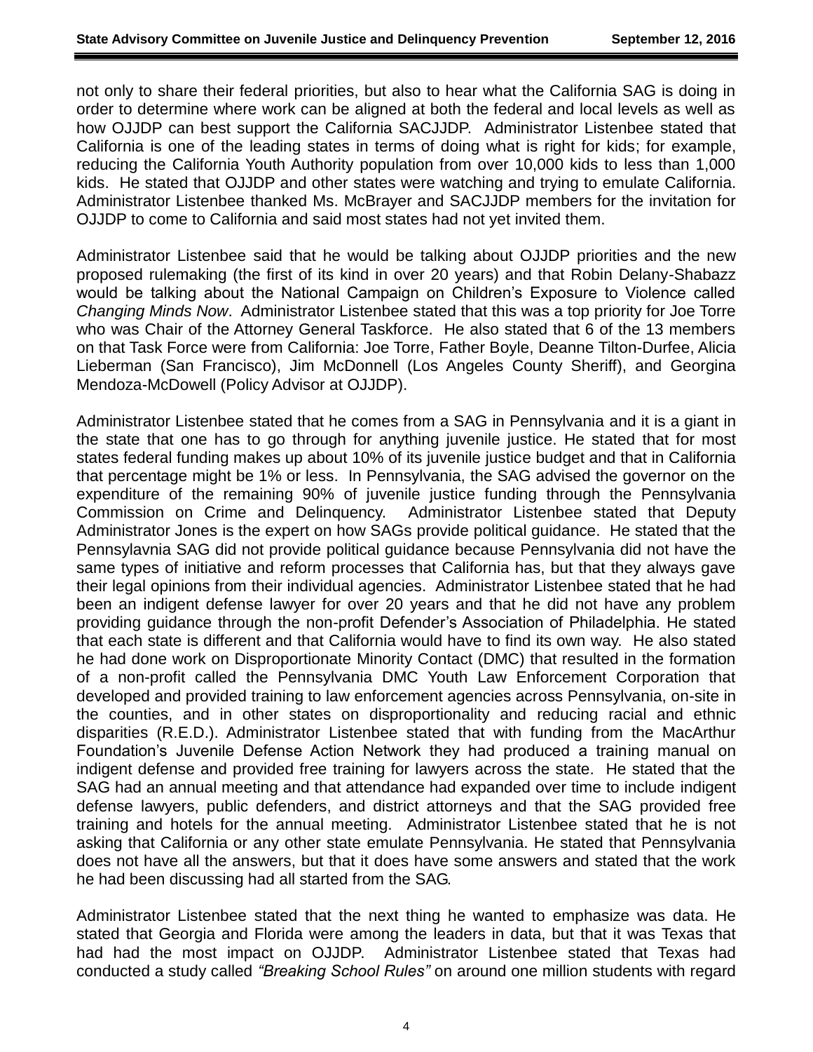not only to share their federal priorities, but also to hear what the California SAG is doing in order to determine where work can be aligned at both the federal and local levels as well as how OJJDP can best support the California SACJJDP. Administrator Listenbee stated that California is one of the leading states in terms of doing what is right for kids; for example, reducing the California Youth Authority population from over 10,000 kids to less than 1,000 kids. He stated that OJJDP and other states were watching and trying to emulate California. Administrator Listenbee thanked Ms. McBrayer and SACJJDP members for the invitation for OJJDP to come to California and said most states had not yet invited them.

Administrator Listenbee said that he would be talking about OJJDP priorities and the new proposed rulemaking (the first of its kind in over 20 years) and that Robin Delany-Shabazz would be talking about the National Campaign on Children's Exposure to Violence called *Changing Minds Now*. Administrator Listenbee stated that this was a top priority for Joe Torre who was Chair of the Attorney General Taskforce. He also stated that 6 of the 13 members on that Task Force were from California: Joe Torre, Father Boyle, Deanne Tilton-Durfee, Alicia Lieberman (San Francisco), Jim McDonnell (Los Angeles County Sheriff), and Georgina Mendoza-McDowell (Policy Advisor at OJJDP).

Administrator Listenbee stated that he comes from a SAG in Pennsylvania and it is a giant in the state that one has to go through for anything juvenile justice. He stated that for most states federal funding makes up about 10% of its juvenile justice budget and that in California that percentage might be 1% or less. In Pennsylvania, the SAG advised the governor on the expenditure of the remaining 90% of juvenile justice funding through the Pennsylvania Commission on Crime and Delinquency. Administrator Listenbee stated that Deputy Administrator Jones is the expert on how SAGs provide political guidance. He stated that the Pennsylavnia SAG did not provide political guidance because Pennsylvania did not have the same types of initiative and reform processes that California has, but that they always gave their legal opinions from their individual agencies. Administrator Listenbee stated that he had been an indigent defense lawyer for over 20 years and that he did not have any problem providing guidance through the non-profit Defender's Association of Philadelphia. He stated that each state is different and that California would have to find its own way. He also stated he had done work on Disproportionate Minority Contact (DMC) that resulted in the formation of a non-profit called the Pennsylvania DMC Youth Law Enforcement Corporation that developed and provided training to law enforcement agencies across Pennsylvania, on-site in the counties, and in other states on disproportionality and reducing racial and ethnic disparities (R.E.D.). Administrator Listenbee stated that with funding from the MacArthur Foundation's Juvenile Defense Action Network they had produced a training manual on indigent defense and provided free training for lawyers across the state. He stated that the SAG had an annual meeting and that attendance had expanded over time to include indigent defense lawyers, public defenders, and district attorneys and that the SAG provided free training and hotels for the annual meeting. Administrator Listenbee stated that he is not asking that California or any other state emulate Pennsylvania. He stated that Pennsylvania does not have all the answers, but that it does have some answers and stated that the work he had been discussing had all started from the SAG.

Administrator Listenbee stated that the next thing he wanted to emphasize was data. He stated that Georgia and Florida were among the leaders in data, but that it was Texas that had had the most impact on OJJDP. Administrator Listenbee stated that Texas had conducted a study called *"Breaking School Rules"* on around one million students with regard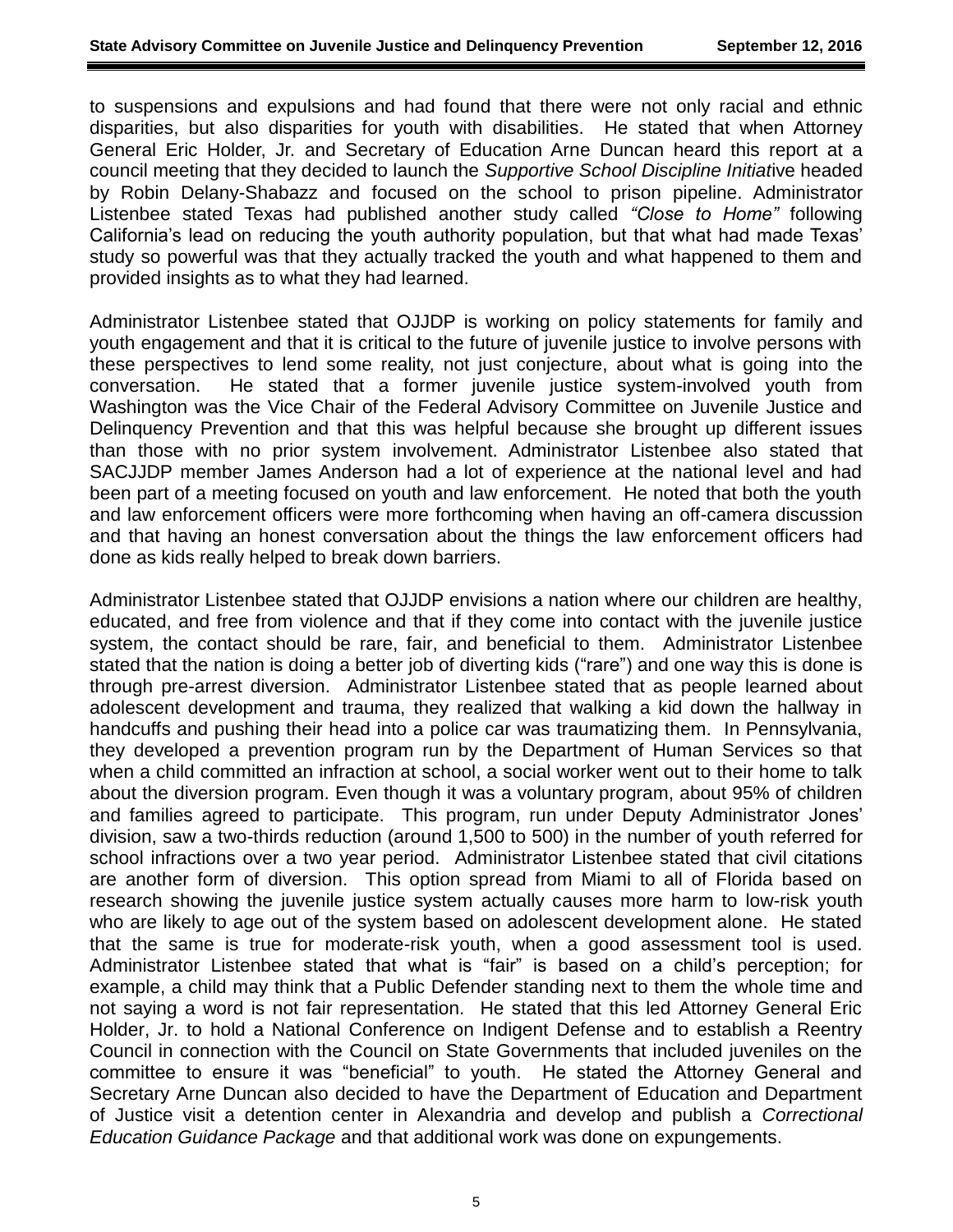to suspensions and expulsions and had found that there were not only racial and ethnic disparities, but also disparities for youth with disabilities. He stated that when Attorney General Eric Holder, Jr. and Secretary of Education Arne Duncan heard this report at a council meeting that they decided to launch the *Supportive School Discipline Initiative* headed by Robin Delany-Shabazz and focused on the school to prison pipeline. Administrator Listenbee stated Texas had published another study called *"Close to Home"* following California's lead on reducing the youth authority population, but that what had made Texas' study so powerful was that they actually tracked the youth and what happened to them and provided insights as to what they had learned.

Administrator Listenbee stated that OJJDP is working on policy statements for family and youth engagement and that it is critical to the future of juvenile justice to involve persons with these perspectives to lend some reality, not just conjecture, about what is going into the conversation. He stated that a former juvenile justice system-involved youth from Washington was the Vice Chair of the Federal Advisory Committee on Juvenile Justice and Delinquency Prevention and that this was helpful because she brought up different issues than those with no prior system involvement. Administrator Listenbee also stated that SACJJDP member James Anderson had a lot of experience at the national level and had been part of a meeting focused on youth and law enforcement. He noted that both the youth and law enforcement officers were more forthcoming when having an off-camera discussion and that having an honest conversation about the things the law enforcement officers had done as kids really helped to break down barriers.

Administrator Listenbee stated that OJJDP envisions a nation where our children are healthy, educated, and free from violence and that if they come into contact with the juvenile justice system, the contact should be rare, fair, and beneficial to them. Administrator Listenbee stated that the nation is doing a better job of diverting kids ("rare") and one way this is done is through pre-arrest diversion. Administrator Listenbee stated that as people learned about adolescent development and trauma, they realized that walking a kid down the hallway in handcuffs and pushing their head into a police car was traumatizing them. In Pennsylvania, they developed a prevention program run by the Department of Human Services so that when a child committed an infraction at school, a social worker went out to their home to talk about the diversion program. Even though it was a voluntary program, about 95% of children and families agreed to participate. This program, run under Deputy Administrator Jones' division, saw a two-thirds reduction (around 1,500 to 500) in the number of youth referred for school infractions over a two year period. Administrator Listenbee stated that civil citations are another form of diversion. This option spread from Miami to all of Florida based on research showing the juvenile justice system actually causes more harm to low-risk youth who are likely to age out of the system based on adolescent development alone. He stated that the same is true for moderate-risk youth, when a good assessment tool is used. Administrator Listenbee stated that what is "fair" is based on a child's perception; for example, a child may think that a Public Defender standing next to them the whole time and not saying a word is not fair representation. He stated that this led Attorney General Eric Holder, Jr. to hold a National Conference on Indigent Defense and to establish a Reentry Council in connection with the Council on State Governments that included juveniles on the committee to ensure it was "beneficial" to youth. He stated the Attorney General and Secretary Arne Duncan also decided to have the Department of Education and Department of Justice visit a detention center in Alexandria and develop and publish a *Correctional Education Guidance Package* and that additional work was done on expungements.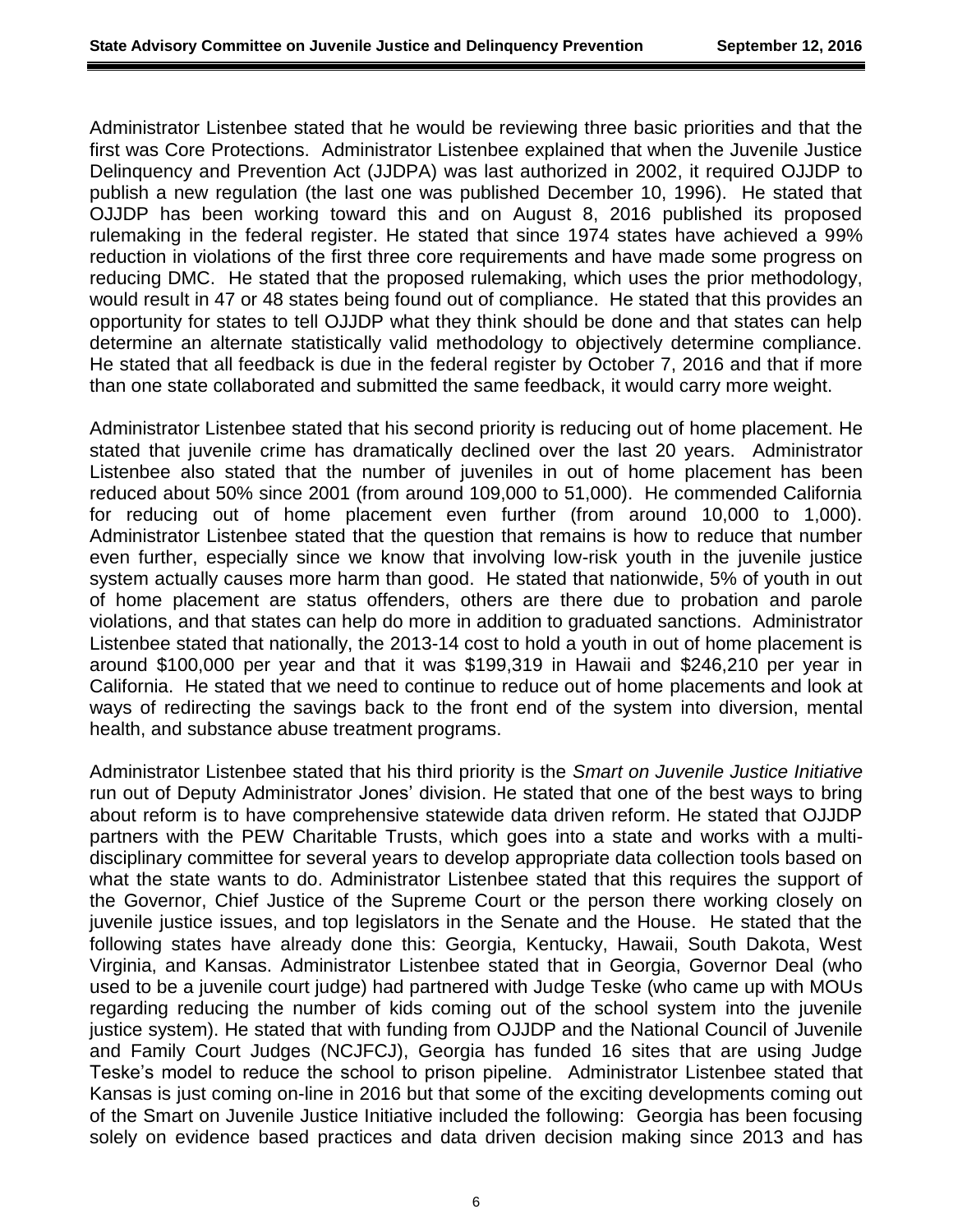Administrator Listenbee stated that he would be reviewing three basic priorities and that the first was Core Protections. Administrator Listenbee explained that when the Juvenile Justice Delinquency and Prevention Act (JJDPA) was last authorized in 2002, it required OJJDP to publish a new regulation (the last one was published December 10, 1996). He stated that OJJDP has been working toward this and on August 8, 2016 published its proposed rulemaking in the federal register. He stated that since 1974 states have achieved a 99% reduction in violations of the first three core requirements and have made some progress on reducing DMC. He stated that the proposed rulemaking, which uses the prior methodology, would result in 47 or 48 states being found out of compliance. He stated that this provides an opportunity for states to tell OJJDP what they think should be done and that states can help determine an alternate statistically valid methodology to objectively determine compliance. He stated that all feedback is due in the federal register by October 7, 2016 and that if more than one state collaborated and submitted the same feedback, it would carry more weight.

Administrator Listenbee stated that his second priority is reducing out of home placement. He stated that juvenile crime has dramatically declined over the last 20 years. Administrator Listenbee also stated that the number of juveniles in out of home placement has been reduced about 50% since 2001 (from around 109,000 to 51,000). He commended California for reducing out of home placement even further (from around 10,000 to 1,000). Administrator Listenbee stated that the question that remains is how to reduce that number even further, especially since we know that involving low-risk youth in the juvenile justice system actually causes more harm than good. He stated that nationwide, 5% of youth in out of home placement are status offenders, others are there due to probation and parole violations, and that states can help do more in addition to graduated sanctions. Administrator Listenbee stated that nationally, the 2013-14 cost to hold a youth in out of home placement is around $100,000 per year and that it was $199,319 in Hawaii and $246,210 per year in California. He stated that we need to continue to reduce out of home placements and look at ways of redirecting the savings back to the front end of the system into diversion, mental health, and substance abuse treatment programs.

Administrator Listenbee stated that his third priority is the *Smart on Juvenile Justice Initiative* run out of Deputy Administrator Jones' division. He stated that one of the best ways to bring about reform is to have comprehensive statewide data driven reform. He stated that OJJDP partners with the PEW Charitable Trusts, which goes into a state and works with a multi-disciplinary committee for several years to develop appropriate data collection tools based on what the state wants to do. Administrator Listenbee stated that this requires the support of the Governor, Chief Justice of the Supreme Court or the person there working closely on juvenile justice issues, and top legislators in the Senate and the House. He stated that the following states have already done this: Georgia, Kentucky, Hawaii, South Dakota, West Virginia, and Kansas. Administrator Listenbee stated that in Georgia, Governor Deal (who used to be a juvenile court judge) had partnered with Judge Teske (who came up with MOUs regarding reducing the number of kids coming out of the school system into the juvenile justice system). He stated that with funding from OJJDP and the National Council of Juvenile and Family Court Judges (NCJFCJ), Georgia has funded 16 sites that are using Judge Teske's model to reduce the school to prison pipeline. Administrator Listenbee stated that Kansas is just coming on-line in 2016 but that some of the exciting developments coming out of the Smart on Juvenile Justice Initiative included the following: Georgia has been focusing solely on evidence based practices and data driven decision making since 2013 and has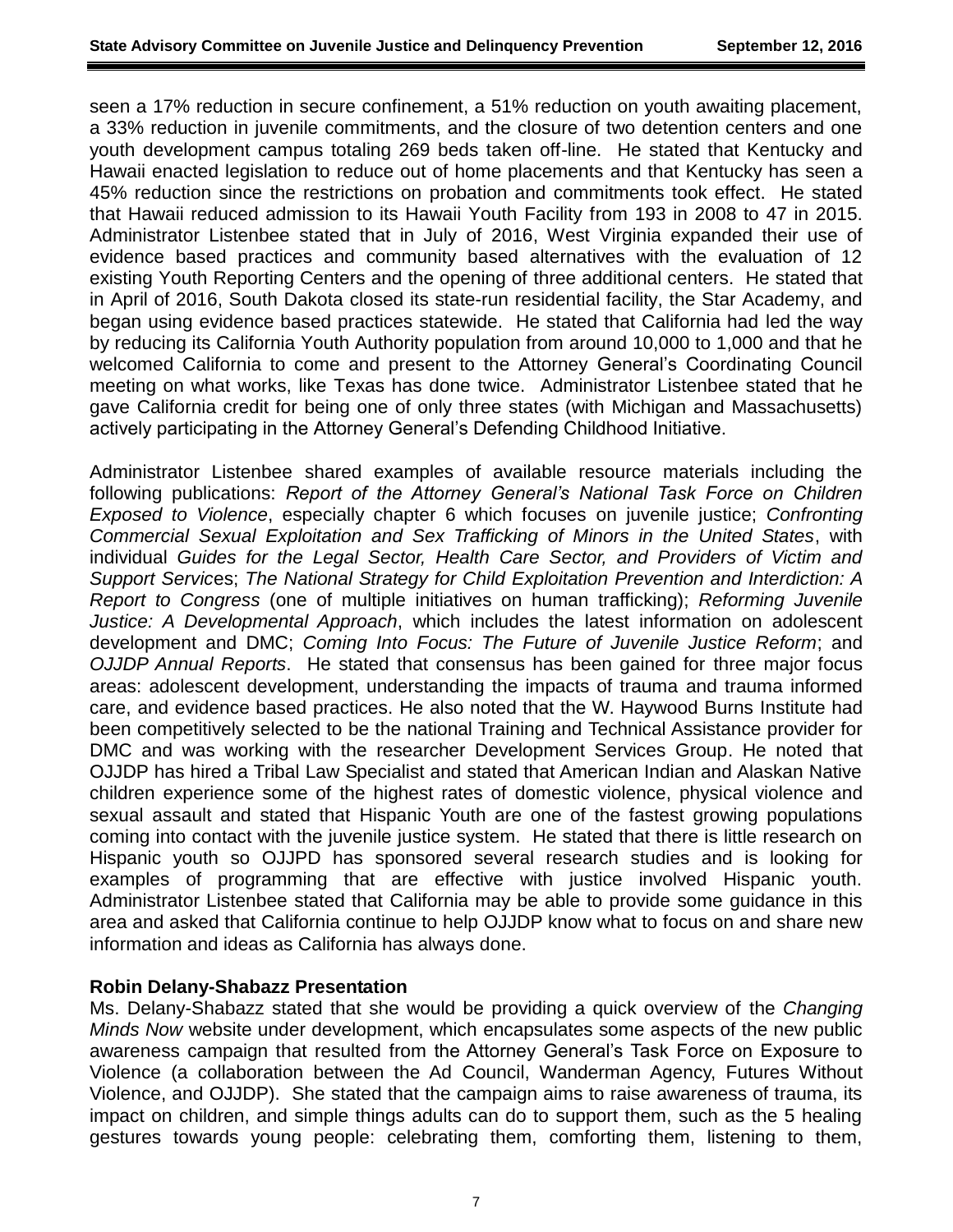seen a 17% reduction in secure confinement, a 51% reduction on youth awaiting placement, a 33% reduction in juvenile commitments, and the closure of two detention centers and one youth development campus totaling 269 beds taken off-line. He stated that Kentucky and Hawaii enacted legislation to reduce out of home placements and that Kentucky has seen a 45% reduction since the restrictions on probation and commitments took effect. He stated that Hawaii reduced admission to its Hawaii Youth Facility from 193 in 2008 to 47 in 2015. Administrator Listenbee stated that in July of 2016, West Virginia expanded their use of evidence based practices and community based alternatives with the evaluation of 12 existing Youth Reporting Centers and the opening of three additional centers. He stated that in April of 2016, South Dakota closed its state-run residential facility, the Star Academy, and began using evidence based practices statewide. He stated that California had led the way by reducing its California Youth Authority population from around 10,000 to 1,000 and that he welcomed California to come and present to the Attorney General's Coordinating Council meeting on what works, like Texas has done twice. Administrator Listenbee stated that he gave California credit for being one of only three states (with Michigan and Massachusetts) actively participating in the Attorney General's Defending Childhood Initiative.

Administrator Listenbee shared examples of available resource materials including the following publications: *Report of the Attorney General's National Task Force on Children Exposed to Violence*, especially chapter 6 which focuses on juvenile justice; *Confronting Commercial Sexual Exploitation and Sex Trafficking of Minors in the United States*, with individual *Guides for the Legal Sector, Health Care Sector, and Providers of Victim and Support Services*; *The National Strategy for Child Exploitation Prevention and Interdiction: A Report to Congress* (one of multiple initiatives on human trafficking); *Reforming Juvenile Justice: A Developmental Approach*, which includes the latest information on adolescent development and DMC; *Coming Into Focus: The Future of Juvenile Justice Reform*; and *OJJDP Annual Reports*. He stated that consensus has been gained for three major focus areas: adolescent development, understanding the impacts of trauma and trauma informed care, and evidence based practices. He also noted that the W. Haywood Burns Institute had been competitively selected to be the national Training and Technical Assistance provider for DMC and was working with the researcher Development Services Group. He noted that OJJDP has hired a Tribal Law Specialist and stated that American Indian and Alaskan Native children experience some of the highest rates of domestic violence, physical violence and sexual assault and stated that Hispanic Youth are one of the fastest growing populations coming into contact with the juvenile justice system. He stated that there is little research on Hispanic youth so OJJPD has sponsored several research studies and is looking for examples of programming that are effective with justice involved Hispanic youth. Administrator Listenbee stated that California may be able to provide some guidance in this area and asked that California continue to help OJJDP know what to focus on and share new information and ideas as California has always done.

**Robin Delany-Shabazz Presentation**

Ms. Delany-Shabazz stated that she would be providing a quick overview of the *Changing Minds Now* website under development, which encapsulates some aspects of the new public awareness campaign that resulted from the Attorney General's Task Force on Exposure to Violence (a collaboration between the Ad Council, Wanderman Agency, Futures Without Violence, and OJJDP). She stated that the campaign aims to raise awareness of trauma, its impact on children, and simple things adults can do to support them, such as the 5 healing gestures towards young people: celebrating them, comforting them, listening to them,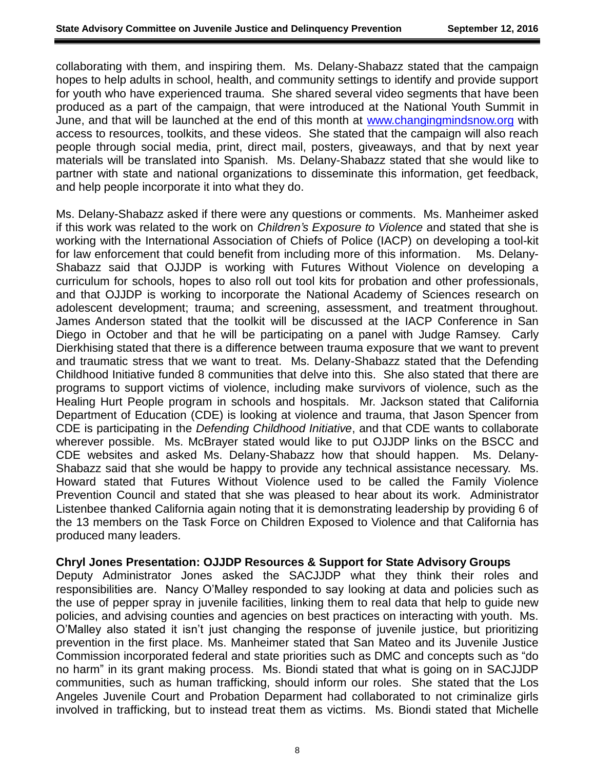collaborating with them, and inspiring them. Ms. Delany-Shabazz stated that the campaign hopes to help adults in school, health, and community settings to identify and provide support for youth who have experienced trauma. She shared several video segments that have been produced as a part of the campaign, that were introduced at the National Youth Summit in June, and that will be launched at the end of this month at www.changingmindsnow.org with access to resources, toolkits, and these videos. She stated that the campaign will also reach people through social media, print, direct mail, posters, giveaways, and that by next year materials will be translated into Spanish. Ms. Delany-Shabazz stated that she would like to partner with state and national organizations to disseminate this information, get feedback, and help people incorporate it into what they do.

Ms. Delany-Shabazz asked if there were any questions or comments. Ms. Manheimer asked if this work was related to the work on *Children's Exposure to Violence* and stated that she is working with the International Association of Chiefs of Police (IACP) on developing a tool-kit for law enforcement that could benefit from including more of this information. Ms. Delany-Shabazz said that OJJDP is working with Futures Without Violence on developing a curriculum for schools, hopes to also roll out tool kits for probation and other professionals, and that OJJDP is working to incorporate the National Academy of Sciences research on adolescent development; trauma; and screening, assessment, and treatment throughout. James Anderson stated that the toolkit will be discussed at the IACP Conference in San Diego in October and that he will be participating on a panel with Judge Ramsey. Carly Dierkhising stated that there is a difference between trauma exposure that we want to prevent and traumatic stress that we want to treat. Ms. Delany-Shabazz stated that the Defending Childhood Initiative funded 8 communities that delve into this. She also stated that there are programs to support victims of violence, including make survivors of violence, such as the Healing Hurt People program in schools and hospitals. Mr. Jackson stated that California Department of Education (CDE) is looking at violence and trauma, that Jason Spencer from CDE is participating in the *Defending Childhood Initiative*, and that CDE wants to collaborate wherever possible. Ms. McBrayer stated would like to put OJJDP links on the BSCC and CDE websites and asked Ms. Delany-Shabazz how that should happen. Ms. Delany-Shabazz said that she would be happy to provide any technical assistance necessary. Ms. Howard stated that Futures Without Violence used to be called the Family Violence Prevention Council and stated that she was pleased to hear about its work. Administrator Listenbee thanked California again noting that it is demonstrating leadership by providing 6 of the 13 members on the Task Force on Children Exposed to Violence and that California has produced many leaders.

**Chryl Jones Presentation: OJJDP Resources & Support for State Advisory Groups**

Deputy Administrator Jones asked the SACJJDP what they think their roles and responsibilities are. Nancy O'Malley responded to say looking at data and policies such as the use of pepper spray in juvenile facilities, linking them to real data that help to guide new policies, and advising counties and agencies on best practices on interacting with youth. Ms. O'Malley also stated it isn't just changing the response of juvenile justice, but prioritizing prevention in the first place. Ms. Manheimer stated that San Mateo and its Juvenile Justice Commission incorporated federal and state priorities such as DMC and concepts such as "do no harm" in its grant making process. Ms. Biondi stated that what is going on in SACJJDP communities, such as human trafficking, should inform our roles. She stated that the Los Angeles Juvenile Court and Probation Deparment had collaborated to not criminalize girls involved in trafficking, but to instead treat them as victims. Ms. Biondi stated that Michelle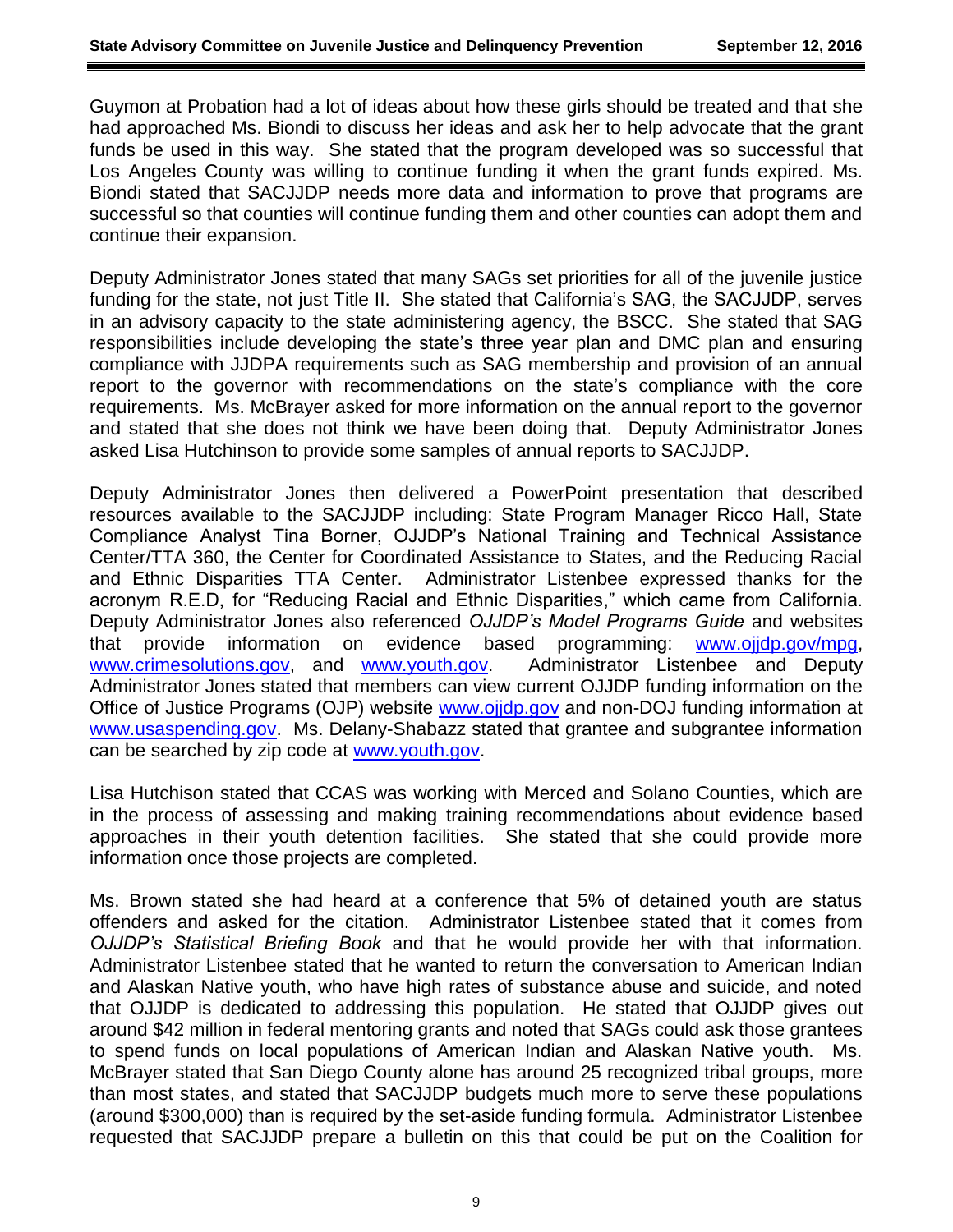Guymon at Probation had a lot of ideas about how these girls should be treated and that she had approached Ms. Biondi to discuss her ideas and ask her to help advocate that the grant funds be used in this way. She stated that the program developed was so successful that Los Angeles County was willing to continue funding it when the grant funds expired. Ms. Biondi stated that SACJJDP needs more data and information to prove that programs are successful so that counties will continue funding them and other counties can adopt them and continue their expansion.

Deputy Administrator Jones stated that many SAGs set priorities for all of the juvenile justice funding for the state, not just Title II. She stated that California's SAG, the SACJJDP, serves in an advisory capacity to the state administering agency, the BSCC. She stated that SAG responsibilities include developing the state's three year plan and DMC plan and ensuring compliance with JJDPA requirements such as SAG membership and provision of an annual report to the governor with recommendations on the state's compliance with the core requirements. Ms. McBrayer asked for more information on the annual report to the governor and stated that she does not think we have been doing that. Deputy Administrator Jones asked Lisa Hutchinson to provide some samples of annual reports to SACJJDP.

Deputy Administrator Jones then delivered a PowerPoint presentation that described resources available to the SACJJDP including: State Program Manager Ricco Hall, State Compliance Analyst Tina Borner, OJJDP's National Training and Technical Assistance Center/TTA 360, the Center for Coordinated Assistance to States, and the Reducing Racial and Ethnic Disparities TTA Center. Administrator Listenbee expressed thanks for the acronym R.E.D, for "Reducing Racial and Ethnic Disparities," which came from California. Deputy Administrator Jones also referenced *OJJDP's Model Programs Guide* and websites that provide information on evidence based programming: www.ojjdp.gov/mpg, www.crimesolutions.gov, and www.youth.gov. Administrator Listenbee and Deputy Administrator Jones stated that members can view current OJJDP funding information on the Office of Justice Programs (OJP) website www.ojjdp.gov and non-DOJ funding information at www.usaspending.gov. Ms. Delany-Shabazz stated that grantee and subgrantee information can be searched by zip code at www.youth.gov.

Lisa Hutchison stated that CCAS was working with Merced and Solano Counties, which are in the process of assessing and making training recommendations about evidence based approaches in their youth detention facilities. She stated that she could provide more information once those projects are completed.

Ms. Brown stated she had heard at a conference that 5% of detained youth are status offenders and asked for the citation. Administrator Listenbee stated that it comes from *OJJDP's Statistical Briefing Book* and that he would provide her with that information. Administrator Listenbee stated that he wanted to return the conversation to American Indian and Alaskan Native youth, who have high rates of substance abuse and suicide, and noted that OJJDP is dedicated to addressing this population. He stated that OJJDP gives out around $42 million in federal mentoring grants and noted that SAGs could ask those grantees to spend funds on local populations of American Indian and Alaskan Native youth. Ms. McBrayer stated that San Diego County alone has around 25 recognized tribal groups, more than most states, and stated that SACJJDP budgets much more to serve these populations (around $300,000) than is required by the set-aside funding formula. Administrator Listenbee requested that SACJJDP prepare a bulletin on this that could be put on the Coalition for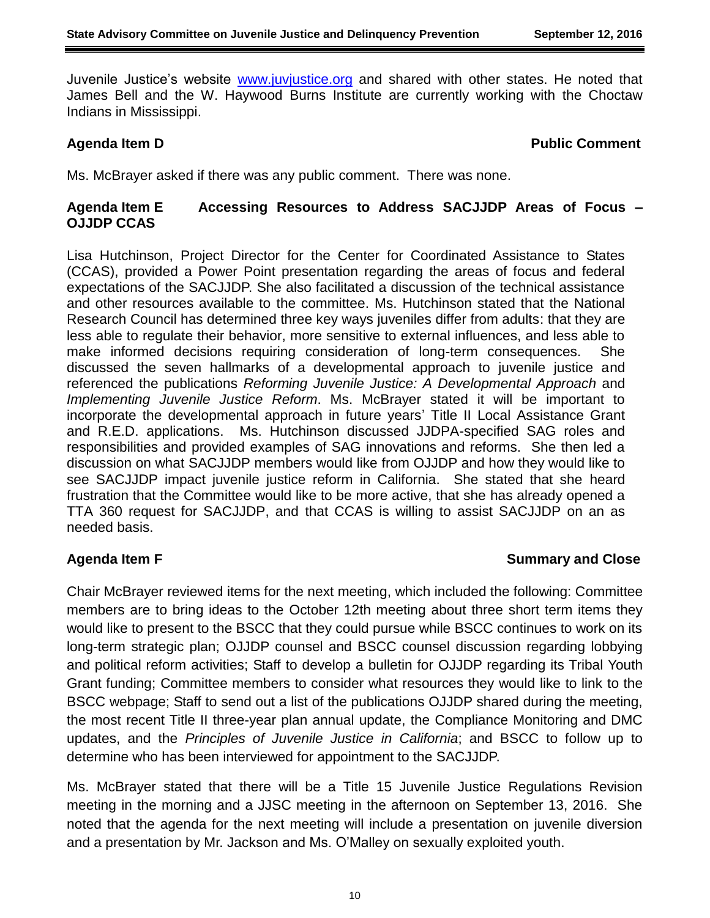Juvenile Justice's website www.juvjustice.org and shared with other states. He noted that James Bell and the W. Haywood Burns Institute are currently working with the Choctaw Indians in Mississippi.

**Agenda Item D** **Public Comment**

Ms. McBrayer asked if there was any public comment. There was none.

**Agenda Item E Accessing Resources to Address SACJJDP Areas of Focus – OJJDP CCAS**

Lisa Hutchinson, Project Director for the Center for Coordinated Assistance to States (CCAS), provided a Power Point presentation regarding the areas of focus and federal expectations of the SACJJDP. She also facilitated a discussion of the technical assistance and other resources available to the committee. Ms. Hutchinson stated that the National Research Council has determined three key ways juveniles differ from adults: that they are less able to regulate their behavior, more sensitive to external influences, and less able to make informed decisions requiring consideration of long-term consequences. She discussed the seven hallmarks of a developmental approach to juvenile justice and referenced the publications *Reforming Juvenile Justice: A Developmental Approach* and *Implementing Juvenile Justice Reform*. Ms. McBrayer stated it will be important to incorporate the developmental approach in future years' Title II Local Assistance Grant and R.E.D. applications. Ms. Hutchinson discussed JJDPA-specified SAG roles and responsibilities and provided examples of SAG innovations and reforms. She then led a discussion on what SACJJDP members would like from OJJDP and how they would like to see SACJJDP impact juvenile justice reform in California. She stated that she heard frustration that the Committee would like to be more active, that she has already opened a TTA 360 request for SACJJDP, and that CCAS is willing to assist SACJJDP on an as needed basis.

**Agenda Item F** **Summary and Close**

Chair McBrayer reviewed items for the next meeting, which included the following: Committee members are to bring ideas to the October 12th meeting about three short term items they would like to present to the BSCC that they could pursue while BSCC continues to work on its long-term strategic plan; OJJDP counsel and BSCC counsel discussion regarding lobbying and political reform activities; Staff to develop a bulletin for OJJDP regarding its Tribal Youth Grant funding; Committee members to consider what resources they would like to link to the BSCC webpage; Staff to send out a list of the publications OJJDP shared during the meeting, the most recent Title II three-year plan annual update, the Compliance Monitoring and DMC updates, and the *Principles of Juvenile Justice in California*; and BSCC to follow up to determine who has been interviewed for appointment to the SACJJDP.

Ms. McBrayer stated that there will be a Title 15 Juvenile Justice Regulations Revision meeting in the morning and a JJSC meeting in the afternoon on September 13, 2016. She noted that the agenda for the next meeting will include a presentation on juvenile diversion and a presentation by Mr. Jackson and Ms. O'Malley on sexually exploited youth.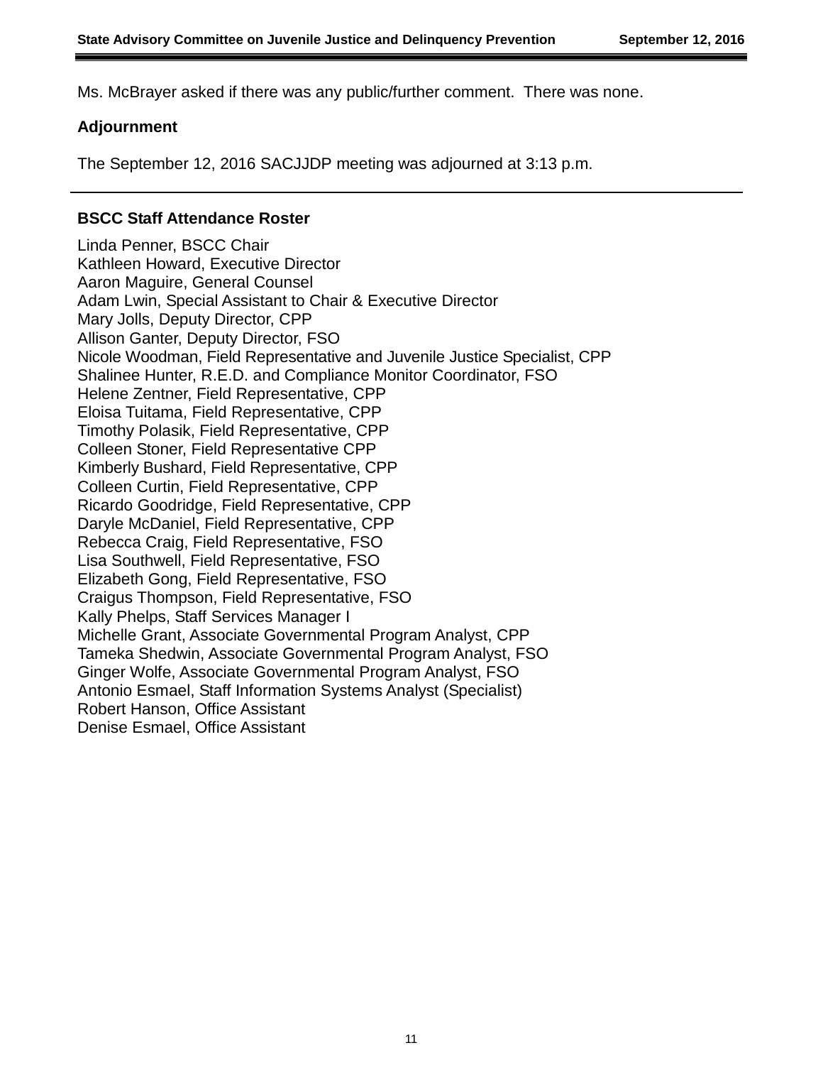Ms. McBrayer asked if there was any public/further comment. There was none.

## Adjournment

The September 12, 2016 SACJJDP meeting was adjourned at 3:13 p.m.

---

## BSCC Staff Attendance Roster

Linda Penner, BSCC Chair
Kathleen Howard, Executive Director
Aaron Maguire, General Counsel
Adam Lwin, Special Assistant to Chair & Executive Director
Mary Jolls, Deputy Director, CPP
Allison Ganter, Deputy Director, FSO
Nicole Woodman, Field Representative and Juvenile Justice Specialist, CPP
Shalinee Hunter, R.E.D. and Compliance Monitor Coordinator, FSO
Helene Zentner, Field Representative, CPP
Eloisa Tuitama, Field Representative, CPP
Timothy Polasik, Field Representative, CPP
Colleen Stoner, Field Representative CPP
Kimberly Bushard, Field Representative, CPP
Colleen Curtin, Field Representative, CPP
Ricardo Goodridge, Field Representative, CPP
Daryle McDaniel, Field Representative, CPP
Rebecca Craig, Field Representative, FSO
Lisa Southwell, Field Representative, FSO
Elizabeth Gong, Field Representative, FSO
Craigus Thompson, Field Representative, FSO
Kally Phelps, Staff Services Manager I
Michelle Grant, Associate Governmental Program Analyst, CPP
Tameka Shedwin, Associate Governmental Program Analyst, FSO
Ginger Wolfe, Associate Governmental Program Analyst, FSO
Antonio Esmael, Staff Information Systems Analyst (Specialist)
Robert Hanson, Office Assistant
Denise Esmael, Office Assistant